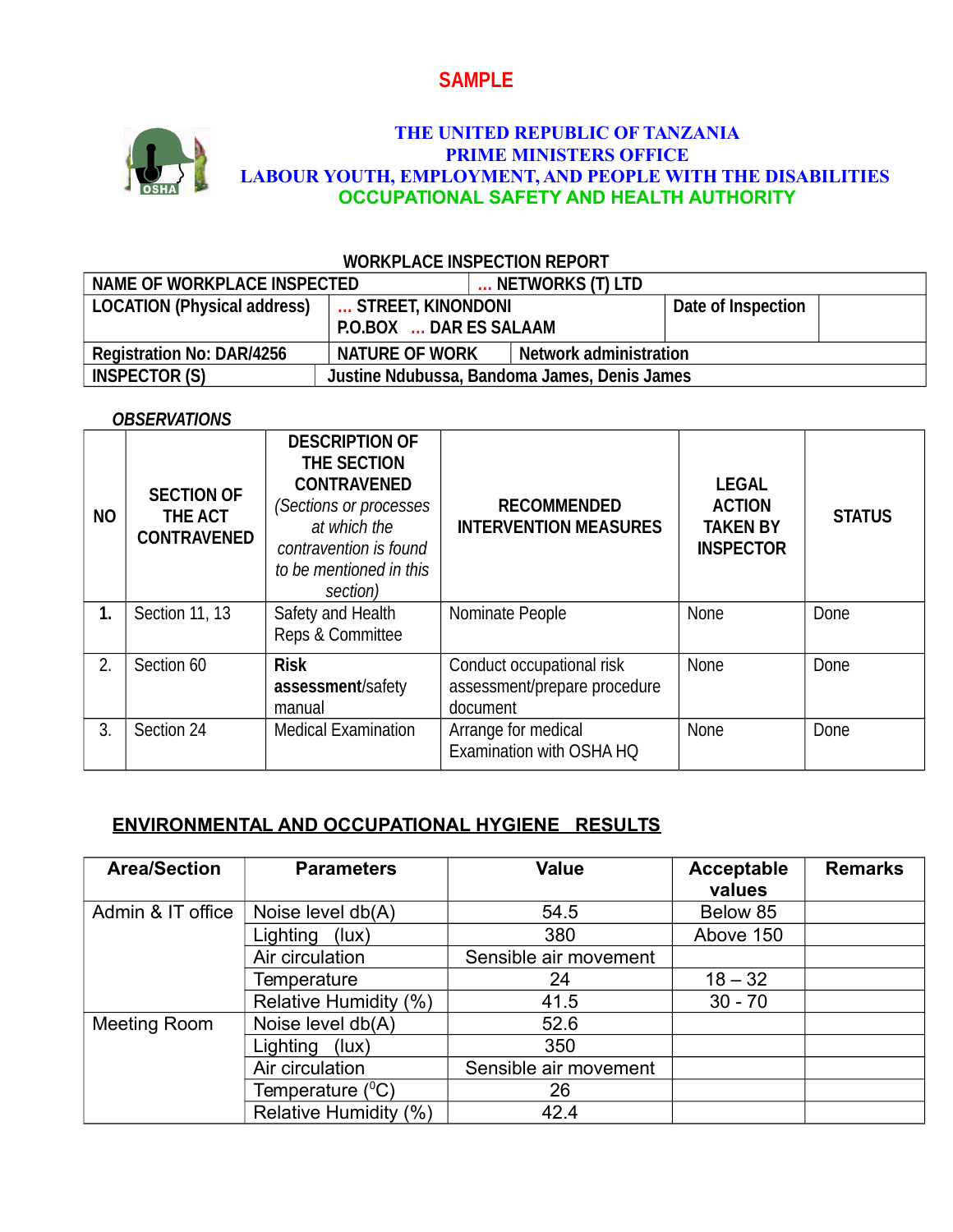SAMPLE

**THE UNITED REPUBLIC OF TANZANIA**
**PRIME MINISTERS OFFICE**
**LABOUR YOUTH, EMPLOYMENT, AND PEOPLE WITH THE DISABILITIES**
**OCCUPATIONAL SAFETY AND HEALTH AUTHORITY**

## WORKPLACE INSPECTION REPORT

| NAME OF WORKPLACE INSPECTED | ... NETWORKS (T) LTD | | |
|---|---|---|---|
| LOCATION (Physical address) | ... STREET, KINONDONI P.O.BOX ... DAR ES SALAAM | Date of Inspection | |
| Registration No: DAR/4256 | NATURE OF WORK | Network administration | |
| INSPECTOR (S) | Justine Ndubussa, Bandoma James, Denis James | | |

***OBSERVATIONS***

| NO | SECTION OF THE ACT CONTRAVENED | DESCRIPTION OF THE SECTION CONTRAVENED *(Sections or processes at which the contravention is found to be mentioned in this section)* | RECOMMENDED INTERVENTION MEASURES | LEGAL ACTION TAKEN BY INSPECTOR | STATUS |
|---|---|---|---|---|---|
| **1.** | Section 11, 13 | Safety and Health Reps & Committee | Nominate People | None | Done |
| 2. | Section 60 | **Risk assessment**/safety manual | Conduct occupational risk assessment/prepare procedure document | None | Done |
| 3. | Section 24 | Medical Examination | Arrange for medical Examination with OSHA HQ | None | Done |

## ENVIRONMENTAL AND OCCUPATIONAL HYGIENE RESULTS

| Area/Section | Parameters | Value | Acceptable values | Remarks |
|---|---|---|---|---|
| Admin & IT office | Noise level db(A) | 54.5 | Below 85 | |
| | Lighting (lux) | 380 | Above 150 | |
| | Air circulation | Sensible air movement | | |
| | Temperature | 24 | 18 – 32 | |
| | Relative Humidity (%) | 41.5 | 30 - 70 | |
| Meeting Room | Noise level db(A) | 52.6 | | |
| | Lighting (lux) | 350 | | |
| | Air circulation | Sensible air movement | | |
| | Temperature ($^0$C) | 26 | | |
| | Relative Humidity (%) | 42.4 | | |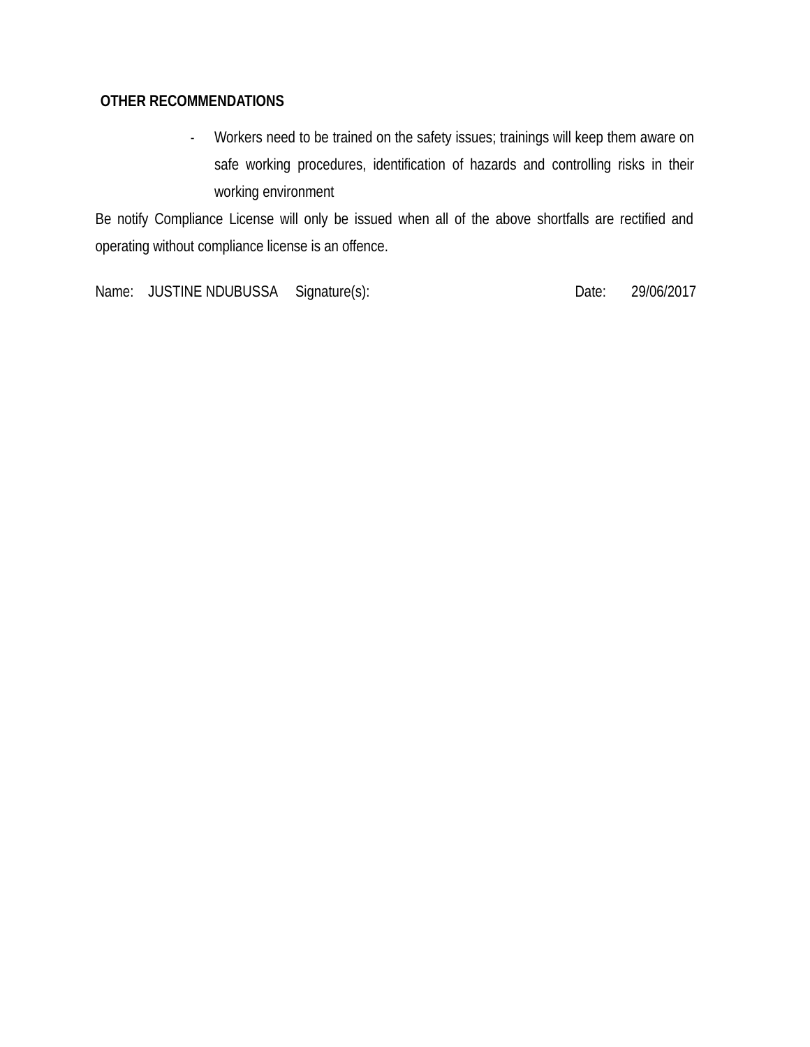**OTHER RECOMMENDATIONS**

- Workers need to be trained on the safety issues; trainings will keep them aware on safe working procedures, identification of hazards and controlling risks in their working environment

Be notify Compliance License will only be issued when all of the above shortfalls are rectified and operating without compliance license is an offence.

Name: JUSTINE NDUBUSSA Signature(s): Date: 29/06/2017